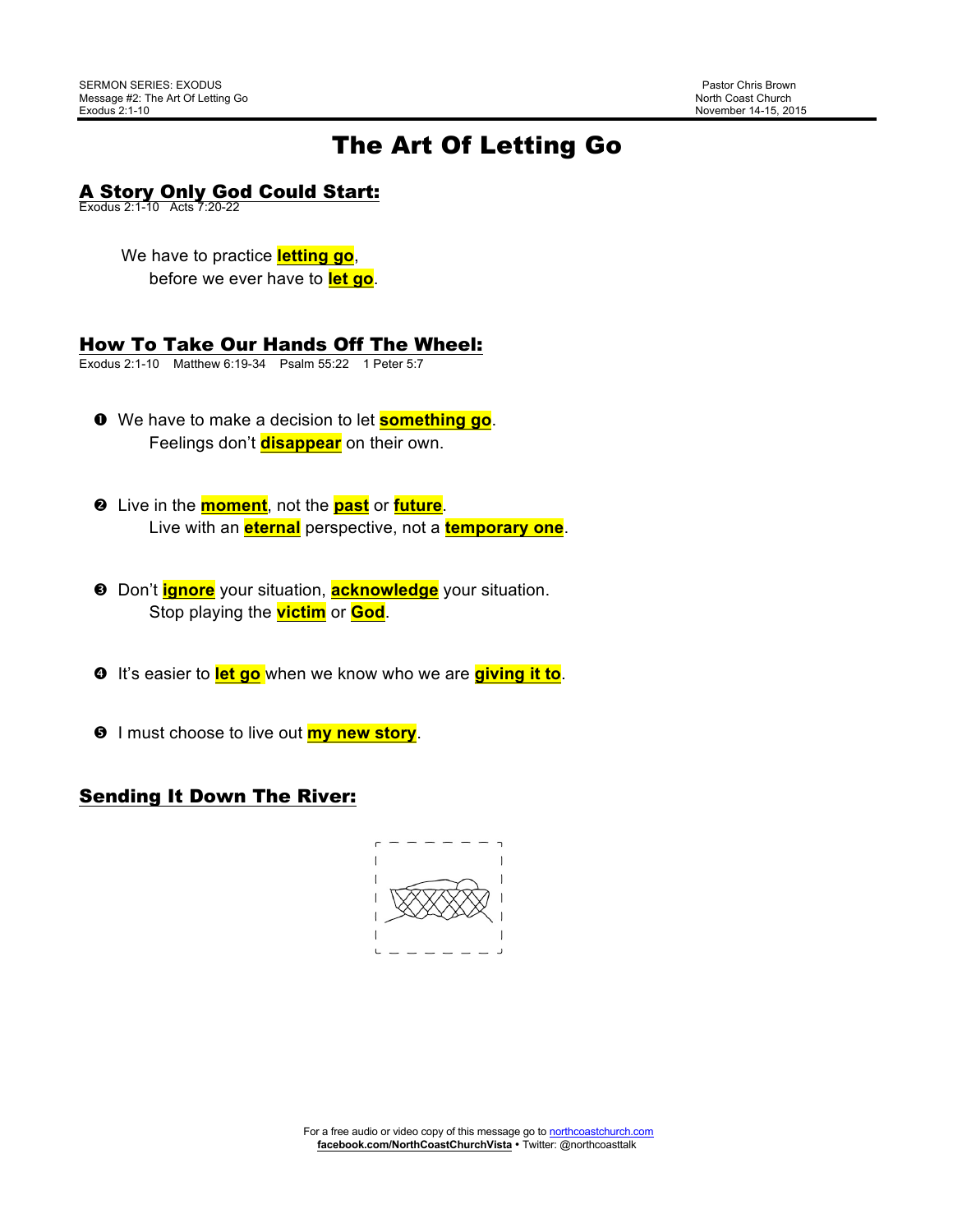SERMON SERIES: EXODUS
Message #2: The Art Of Letting Go
Exodus 2:1-10

Pastor Chris Brown
North Coast Church
November 14-15, 2015

# The Art Of Letting Go

## A Story Only God Could Start:

Exodus 2:1-10 Acts 7:20-22

We have to practice **letting go**,
before we ever have to **let go**.

## How To Take Our Hands Off The Wheel:

Exodus 2:1-10 Matthew 6:19-34 Psalm 55:22 1 Peter 5:7

❶ We have to make a decision to let **something go**.
Feelings don't **disappear** on their own.

❷ Live in the **moment**, not the **past** or **future**.
Live with an **eternal** perspective, not a **temporary one**.

❸ Don't **ignore** your situation, **acknowledge** your situation.
Stop playing the **victim** or **God**.

❹ It's easier to **let go** when we know who we are **giving it to**.

❺ I must choose to live out **my new story**.

## Sending It Down The River:

For a free audio or video copy of this message go to northcoastchurch.com
facebook.com/NorthCoastChurchVista • Twitter: @northcoasttalk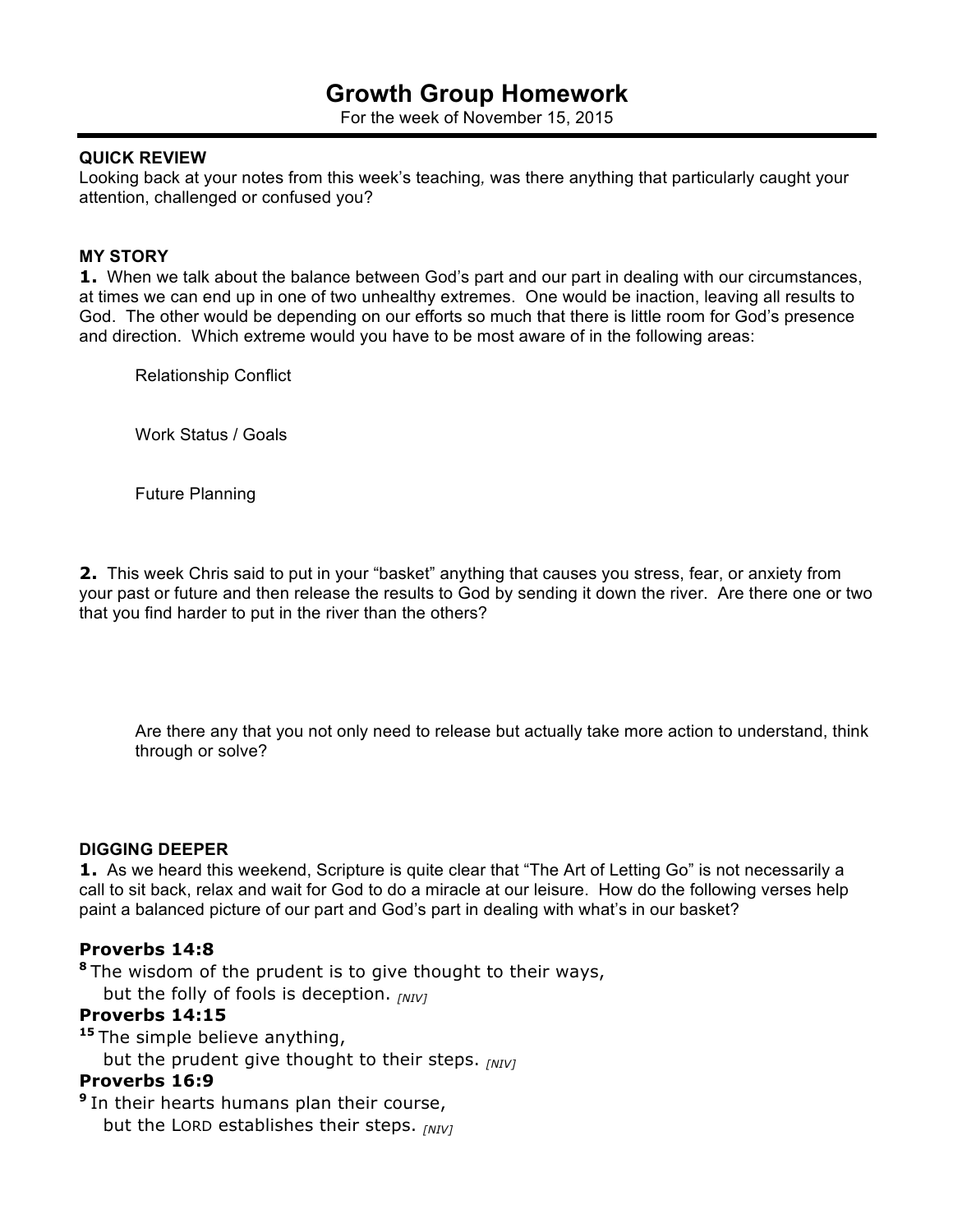# Growth Group Homework

For the week of November 15, 2015

**QUICK REVIEW**

Looking back at your notes from this week's teaching, was there anything that particularly caught your attention, challenged or confused you?

**MY STORY**

**1.** When we talk about the balance between God's part and our part in dealing with our circumstances, at times we can end up in one of two unhealthy extremes. One would be inaction, leaving all results to God. The other would be depending on our efforts so much that there is little room for God's presence and direction. Which extreme would you have to be most aware of in the following areas:

Relationship Conflict

Work Status / Goals

Future Planning

**2.** This week Chris said to put in your "basket" anything that causes you stress, fear, or anxiety from your past or future and then release the results to God by sending it down the river. Are there one or two that you find harder to put in the river than the others?

Are there any that you not only need to release but actually take more action to understand, think through or solve?

**DIGGING DEEPER**

**1.** As we heard this weekend, Scripture is quite clear that "The Art of Letting Go" is not necessarily a call to sit back, relax and wait for God to do a miracle at our leisure. How do the following verses help paint a balanced picture of our part and God's part in dealing with what's in our basket?

**Proverbs 14:8**

[8] The wisdom of the prudent is to give thought to their ways,
but the folly of fools is deception. *[NIV]*

**Proverbs 14:15**

[15] The simple believe anything,
but the prudent give thought to their steps. *[NIV]*

**Proverbs 16:9**

[9] In their hearts humans plan their course,
but the LORD establishes their steps. *[NIV]*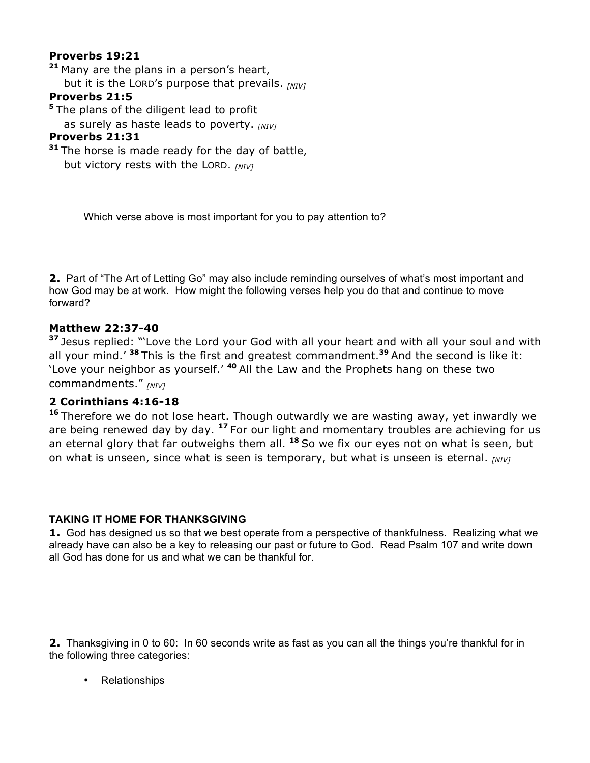**Proverbs 19:21**

[21] Many are the plans in a person's heart,
but it is the LORD's purpose that prevails. *[NIV]*

**Proverbs 21:5**

[5] The plans of the diligent lead to profit
as surely as haste leads to poverty. *[NIV]*

**Proverbs 21:31**

[31] The horse is made ready for the day of battle,
but victory rests with the LORD. *[NIV]*

Which verse above is most important for you to pay attention to?

**2.** Part of "The Art of Letting Go" may also include reminding ourselves of what's most important and how God may be at work. How might the following verses help you do that and continue to move forward?

**Matthew 22:37-40**

[37] Jesus replied: "'Love the Lord your God with all your heart and with all your soul and with all your mind.' [38] This is the first and greatest commandment.[39] And the second is like it: 'Love your neighbor as yourself.' [40] All the Law and the Prophets hang on these two commandments." *[NIV]*

**2 Corinthians 4:16-18**

[16] Therefore we do not lose heart. Though outwardly we are wasting away, yet inwardly we are being renewed day by day. [17] For our light and momentary troubles are achieving for us an eternal glory that far outweighs them all. [18] So we fix our eyes not on what is seen, but on what is unseen, since what is seen is temporary, but what is unseen is eternal. *[NIV]*

**TAKING IT HOME FOR THANKSGIVING**

**1.** God has designed us so that we best operate from a perspective of thankfulness. Realizing what we already have can also be a key to releasing our past or future to God. Read Psalm 107 and write down all God has done for us and what we can be thankful for.

**2.** Thanksgiving in 0 to 60: In 60 seconds write as fast as you can all the things you're thankful for in the following three categories:

- Relationships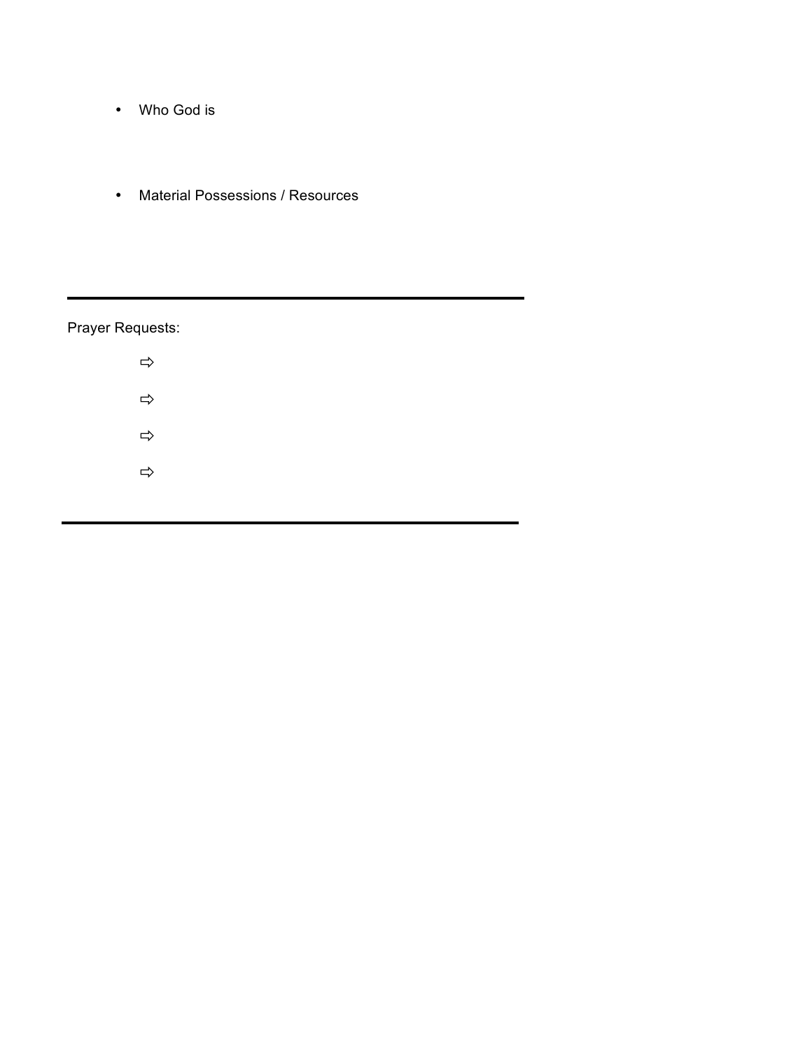- Who God is

- Material Possessions / Resources

---

Prayer Requests:

- ⇨
- ⇨
- ⇨
- ⇨

---